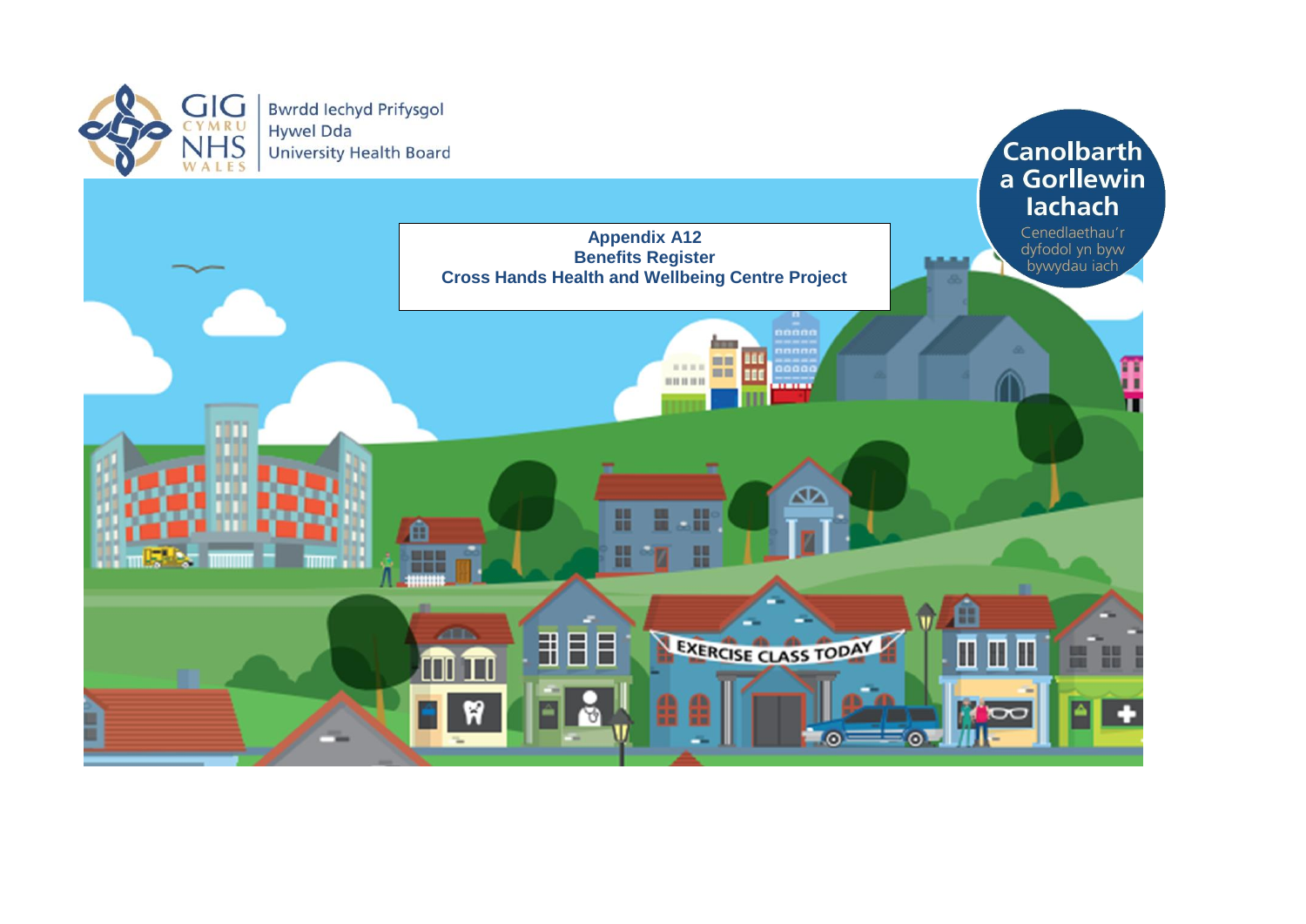GIG CYMRU NHS WALES

Bwrdd Iechyd Prifysgol Hywel Dda University Health Board

Canolbarth a Gorllewin Iachach

Cenedlaethau'r dyfodol yn byw bywydau iach

# Appendix A12
## Benefits Register
## Cross Hands Health and Wellbeing Centre Project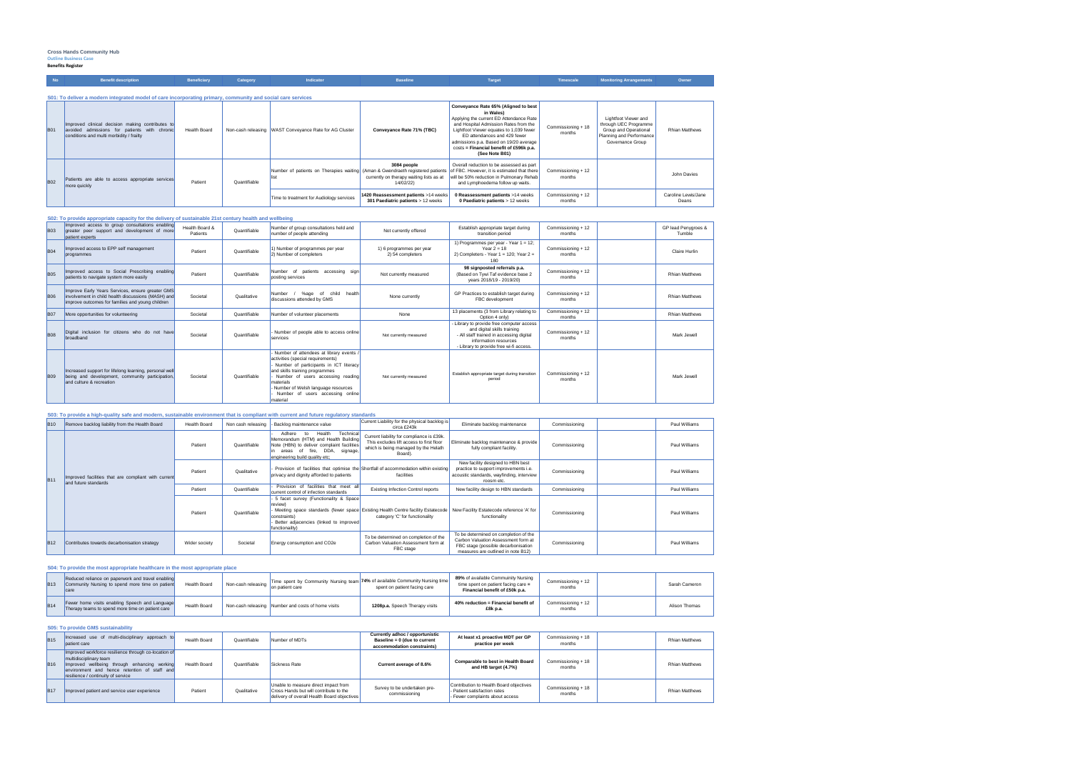**Cross Hands Community Hub**
**Outline Business Case**
**Benefits Register**

| No | Benefit description | Beneficiary | Category | Indicator | Baseline | Target | Timescale | Monitoring Arrangements | Owner |
|---|---|---|---|---|---|---|---|---|---|
| **S01: To deliver a modern integrated model of care incorporating primary, community and social care services** | | | | | | | | | |
| B01 | Improved clinical decision making contributes to avoided admissions for patients with chronic conditions and multi morbidity / frailty | Health Board | Non-cash releasing | WAST Conveyance Rate for AG Cluster | **Conveyance Rate 71% (TBC)** | **Conveyance Rate 65% (Aligned to best in Wales)** Applying the current ED Attendance Rate and Hospital Admission Rates from the Lightfoot Viewer equates to 1,039 fewer ED attendances and 429 fewer admissions p.a. Based on 19/20 average costs = **Financial benefit of £596k p.a. (See Note B01)** | Commissioning + 18 months | Lightfoot Viewer and through UEC Programme Group and Operational Planning and Performance Governance Group | Rhian Matthews |
| B02 | Patients are able to access appropriate services more quickly | Patient | Quantifiable | Number of patients on Therapies waiting list | **3084 people** (Aman & Gwendraeth registered patients currently on therapy waiting lists as at 14/02/22) | Overall reduction to be assessed as part of FBC. However, it is estimated that there will be 50% reduction in Pulmonary Rehab and Lymphoedema follow up waits. | Commissioning + 12 months | | John Davies |
| | | | | Time to treatment for Audiology services | **1420 Reassessment patients** >14 weeks **301 Paediatric patients** > 12 weeks | **0 Reassessment patients** >14 weeks **0 Paediatric patients** > 12 weeks | Commissioning + 12 months | | Caroline Lewis/Jane Deans |
| **S02: To provide appropriate capacity for the delivery of sustainable 21st century health and wellbeing** | | | | | | | | | |
| B03 | Improved access to group consultations enabling greater peer support and development of more patient experts | Health Board & Patients | Quantifiable | Number of group consultations held and number of people attending | Not currently offered | Establish appropriate target during transition period | Commissioning + 12 months | | GP lead Penygroes & Tumble |
| B04 | Improved access to EPP self management programmes | Patient | Quantifiable | 1) Number of programmes per year 2) Number of completers | 1) 6 programmes per year 2) 54 completers | 1) Programmes per year - Year 1 = 12; Year 2 = 18 2) Completers - Year 1 = 120; Year 2 = 180 | Commissioning + 12 months | | Claire Hurlin |
| B05 | Improved access to Social Prescribing enabling patients to navigate system more easily | Patient | Quantifiable | Number of patients accessing sign posting services | Not currently measured | **98 signposted referrals p.a.** (Based on Tywi Taf evidence base 2 years 2018/19 - 2019/20) | Commissioning + 12 months | | Rhian Matthews |
| B06 | Improve Early Years Services, ensure greater GMS involvement in child health discussions (MASH) and improve outcomes for families and young children | Societal | Qualitative | Number / %age of child health discussions attended by GMS | None currently | GP Practices to establish target during FBC development | Commissioning + 12 months | | Rhian Matthews |
| B07 | More opportunities for volunteering | Societal | Quantifiable | Number of volunteer placements | None | 13 placements (3 from Library relating to Option 4 only) | Commissioning + 12 months | | Rhian Matthews |
| B08 | Digital inclusion for citizens who do not have broadband | Societal | Quantifiable | - Number of people able to access online services | Not currently measured | - Library to provide free computer access and digital skills training - All staff trained in accessing digital information resources - Library to provide free wi-fi access. | Commissioning + 12 months | | Mark Jewell |
| B09 | Increased support for lifelong learning, personal well being and development, community participation, and culture & recreation | Societal | Quantifiable | - Number of attendees at library events / activities (special requirements) - Number of participants in ICT literacy and skills training programmes - Number of users accessing reading materials - Number of Welsh language resources - Number of users accessing online material | Not currently measured | Establish appropriate target during transition period | Commissioning + 12 months | | Mark Jewell |
| **S03: To provide a high-quality safe and modern, sustainable environment that is compliant with current and future regulatory standards** | | | | | | | | | |
| B10 | Remove backlog liability from the Health Board | Health Board | Non cash releasing | - Backlog maintenance value | Current Liability for the physical backlog is circa £243k | Eliminate backlog maintenance | Commissioning | | Paul Williams |
| B11 | Improved facilities that are compliant with current and future standards | Patient | Quantifiable | - Adhere to Health Technical Memorandum (HTM) and Health Building Note (HBN) to deliver complaint facilities in areas of fire, DDA, signage, engineering build quality etc; | Current liability for compliance is £39k. This excludes lift access to first floor which is being managed by the Helath Board). | Eliminate backlog maintenance & provide fully compliant facility. | Commissioning | | Paul Williams |
| | | Patient | Qualitative | - Provision of facilities that optimise the privacy and dignity afforded to patients | Shortfall of accommodation within existing facilities | New facility designed to HBN best practice to support improvements i.e. acoustic standards, wayfinding, interview rooms etc. | Commissioning | | Paul Williams |
| | | Patient | Quantifiable | - Provision of facilities that meet all current control of infection standards | Existing Infection Control reports | New facility design to HBN standards | Commissioning | | Paul Williams |
| | | Patient | Quantifiable | - 5 facet survey (Functionality & Space review) - Meeting space standards (fewer space constraints) - Better adjacencies (linked to improved functionality) | Existing Health Centre facility Estatecode category 'C' for functionality | New Facility Estatecode reference 'A' for functionality | Commissioning | | Paul Williams |
| B12 | Contributes towards decarbonisation strategy | Wider society | Societal | Energy consumption and CO2e | To be determined on completion of the Carbon Valuation Assessment form at FBC stage | To be determined on completion of the Carbon Valuation Assessment form at FBC stage (possible decarbonisation measures are outlined in note B12) | Commissioning | | Paul Williams |
| **S04: To provide the most appropriate healthcare in the most appropriate place** | | | | | | | | | |
| B13 | Reduced reliance on paperwork and travel enabling Community Nursing to spend more time on patient care | Health Board | Non-cash releasing | Time spent by Community Nursing team on patient care | **74%** of available Community Nursing time spent on patient facing care | **89%** of available Community Nursing time spent on patient facing care = **Financial benefit of £50k p.a.** | Commissioning + 12 months | | Sarah Cameron |
| B14 | Fewer home visits enabling Speech and Language Therapy teams to spend more time on patient care | Health Board | Non-cash releasing | Number and costs of home visits | **1208p.a.** Speech Therapy visits | **40% reduction = Financial benefit of £8k p.a.** | Commissioning + 12 months | | Alison Thomas |
| **S05: To provide GMS sustainability** | | | | | | | | | |
| B15 | Increased use of multi-disciplinary approach to patient care | Health Board | Quantifiable | Number of MDTs | **Currently adhoc / opportunistic Baseline = 0 (due to current accommodation constraints)** | **At least x1 proactive MDT per GP practice per week** | Commissioning + 18 months | | Rhian Matthews |
| B16 | Improved workforce resilience through co-location of multidisciplinary team Improved wellbeing through enhancing working environment and hence retention of staff and resilience / continuity of service | Health Board | Quantifiable | Sickness Rate | **Current average of 8.6%** | **Comparable to best in Health Board and HB target (4.7%)** | Commissioning + 18 months | | Rhian Matthews |
| B17 | Improved patient and service user experience | Patient | Qualitative | Unable to measure direct impact from Cross Hands but will contribute to the delivery of overall Health Board objectives | Survey to be undertaken pre-commissioning | Contribution to Health Board objectives - Patient satisfaction rates - Fewer complaints about access | Commissioning + 18 months | | Rhian Matthews |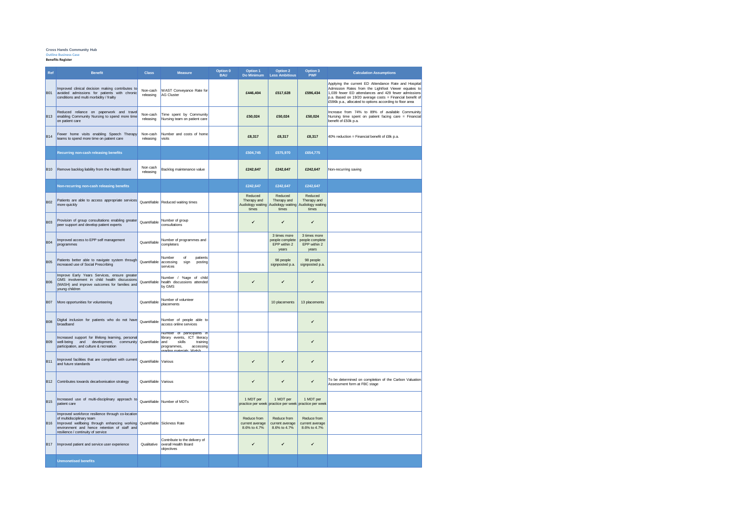**Cross Hands Community Hub**
Outline Business Case
**Benefits Register**

| Ref | Benefit | Class | Measure | Option 0 BAU | Option 1 Do Minimum | Option 2 Less Ambitious | Option 3 PWF | Calculation Assumptions |
|---|---|---|---|---|---|---|---|---|
| B01 | Improved clinical decision making contributes to avoided admissions for patients with chronic conditions and multi morbidity / frailty | Non-cash releasing | WAST Conveyance Rate for AG Cluster | | £446,404 | £517,628 | £596,434 | Applying the current ED Attendance Rate and Hospital Admission Rates from the Lightfoot Viewer equates to 1,039 fewer ED attendances and 429 fewer admissions p.a. Based on 19/20 average costs = Financial benefit of £596k p.a., allocated to options according to floor area |
| B13 | Reduced reliance on paperwork and travel enabling Community Nursing to spend more time on patient care | Non-cash releasing | Time spent by Community Nursing team on patient care | | £50,024 | £50,024 | £50,024 | Increase from 74% to 89% of available Community Nursing time spent on patient facing care = Financial benefit of £50k p.a. |
| B14 | Fewer home visits enabling Speech Therapy teams to spend more time on patient care | Non-cash releasing | Number and costs of home visits | | £8,317 | £8,317 | £8,317 | 40% reduction = Financial benefit of £8k p.a. |
| | **Recurring non-cash releasing benefits** | | | | £504,745 | £575,970 | £654,775 | |
| B10 | Remove backlog liability from the Health Board | Non cash releasing | Backlog maintenance value | | £242,647 | £242,647 | £242,647 | Non-recurring saving |
| | **Non-recurring non-cash releasing benefits** | | | | £242,647 | £242,647 | £242,647 | |
| B02 | Patients are able to access appropriate services more quickly | Quantifiable | Reduced waiting times | | Reduced Therapy and Audiology waiting times | Reduced Therapy and Audiology waiting times | Reduced Therapy and Audiology waiting times | |
| B03 | Provision of group consultations enabling greater peer support and develop patient experts | Quantifiable | Number of group consultations | | ✓ | ✓ | ✓ | |
| B04 | Improved access to EPP self management programmes | Quantifiable | Number of programmes and completers | | | 3 times more people complete EPP within 2 years | 3 times more people complete EPP within 2 years | |
| B05 | Patients better able to navigate system through increased use of Social Prescribing | Quantifiable | Number of patients accessing sign posting services | | | 98 people signposted p.a. | 98 people signposted p.a. | |
| B06 | Improve Early Years Services, ensure greater GMS involvement in child health discussions (MASH) and improve outcomes for families and young children | Quantifiable | Number / %age of child health discussions attended by GMS | | ✓ | ✓ | ✓ | |
| B07 | More opportunities for volunteering | Quantifiable | Number of volunteer placements | | | 10 placements | 13 placements | |
| B08 | Digital inclusion for patients who do not have broadband | Quantifiable | Number of people able to access online services | | | | ✓ | |
| B09 | Increased support for lifelong learning, personal well-being and development, community participation, and culture & recreation | Quantifiable | Number of participants in library events, ICT literacy and skills training programmes, accessing reading materials, Welsh | | | | ✓ | |
| B11 | Improved facilities that are compliant with current and future standards | Quantifiable | Various | | ✓ | ✓ | ✓ | |
| B12 | Contributes towards decarbonisation strategy | Quantifiable | Various | | ✓ | ✓ | ✓ | To be determined on completion of the Carbon Valuation Assessment form at FBC stage |
| B15 | Increased use of multi-disciplinary approach to patient care | Quantifiable | Number of MDTs | | 1 MDT per practice per week | 1 MDT per practice per week | 1 MDT per practice per week | |
| B16 | Improved workforce resilience through co-location of multidisciplinary team Improved wellbeing through enhancing working environment and hence retention of staff and resilience / continuity of service | Quantifiable | Sickness Rate | | Reduce from current average 8.6% to 4.7% | Reduce from current average 8.6% to 4.7% | Reduce from current average 8.6% to 4.7% | |
| B17 | Improved patient and service user experience | Qualitative | Contribute to the delivery of overall Health Board objectives | | ✓ | ✓ | ✓ | |
| | **Unmonetised benefits** | | | | | | | |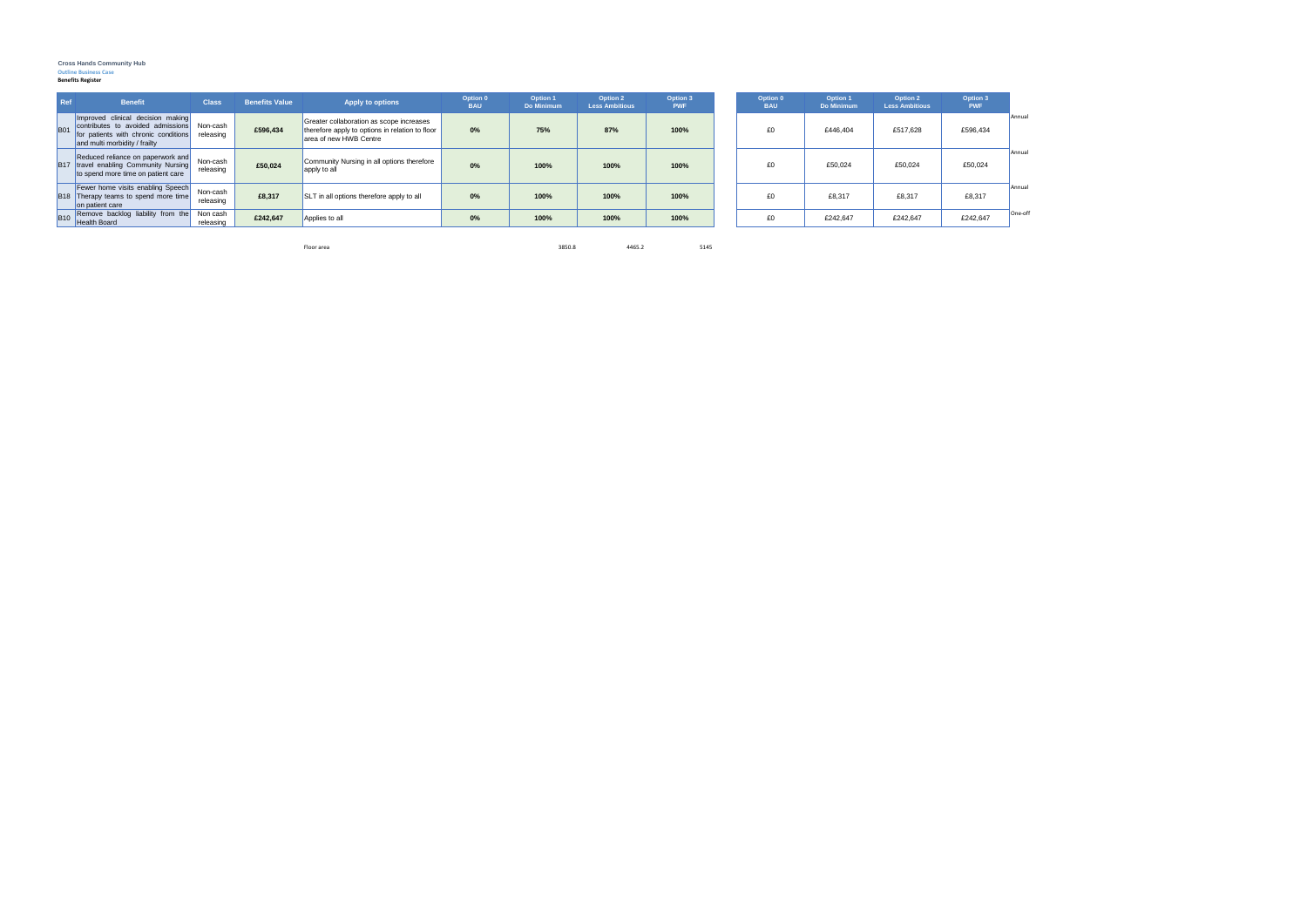**Cross Hands Community Hub**

**Outline Business Case**

**Benefits Register**

| Ref | Benefit | Class | Benefits Value | Apply to options | Option 0 BAU | Option 1 Do Minimum | Option 2 Less Ambitious | Option 3 PWF | Option 0 BAU | Option 1 Do Minimum | Option 2 Less Ambitious | Option 3 PWF | |
|---|---|---|---|---|---|---|---|---|---|---|---|---|---|
| B01 | Improved clinical decision making contributes to avoided admissions for patients with chronic conditions and multi morbidity / frailty | Non-cash releasing | £596,434 | Greater collaboration as scope increases therefore apply to options in relation to floor area of new HWB Centre | 0% | 75% | 87% | 100% | £0 | £446,404 | £517,628 | £596,434 | Annual |
| B17 | Reduced reliance on paperwork and travel enabling Community Nursing to spend more time on patient care | Non-cash releasing | £50,024 | Community Nursing in all options therefore apply to all | 0% | 100% | 100% | 100% | £0 | £50,024 | £50,024 | £50,024 | Annual |
| B18 | Fewer home visits enabling Speech Therapy teams to spend more time on patient care | Non-cash releasing | £8,317 | SLT in all options therefore apply to all | 0% | 100% | 100% | 100% | £0 | £8,317 | £8,317 | £8,317 | Annual |
| B10 | Remove backlog liability from the Health Board | Non cash releasing | £242,647 | Applies to all | 0% | 100% | 100% | 100% | £0 | £242,647 | £242,647 | £242,647 | One-off |
| | | | | Floor area | | 3850.8 | 4465.2 | 5145 | | | | | |